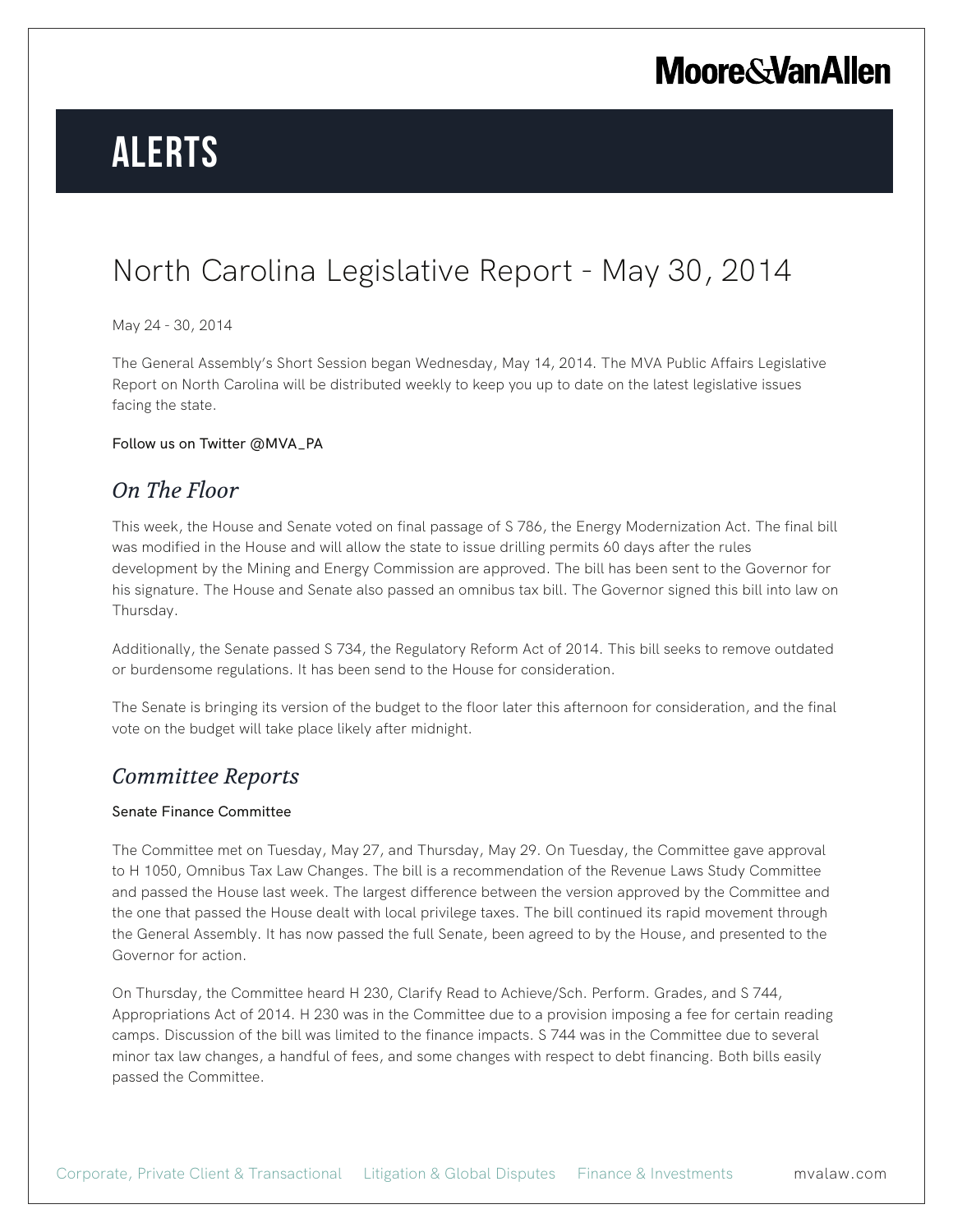# ALERTS

## North Carolina Legislative Report - May 30, 2014

May 24 - 30, 2014

The General Assembly's Short Session began Wednesday, May 14, 2014. The MVA Public Affairs Legislative Report on North Carolina will be distributed weekly to keep you up to date on the latest legislative issues facing the state.

Follow us on Twitter @MVA_PA

### *On The Floor*

This week, the House and Senate voted on final passage of S 786, the Energy Modernization Act. The final bill was modified in the House and will allow the state to issue drilling permits 60 days after the rules development by the Mining and Energy Commission are approved. The bill has been sent to the Governor for his signature. The House and Senate also passed an omnibus tax bill. The Governor signed this bill into law on Thursday.

Additionally, the Senate passed S 734, the Regulatory Reform Act of 2014. This bill seeks to remove outdated or burdensome regulations. It has been send to the House for consideration.

The Senate is bringing its version of the budget to the floor later this afternoon for consideration, and the final vote on the budget will take place likely after midnight.

### *Committee Reports*

#### Senate Finance Committee

The Committee met on Tuesday, May 27, and Thursday, May 29. On Tuesday, the Committee gave approval to H 1050, Omnibus Tax Law Changes. The bill is a recommendation of the Revenue Laws Study Committee and passed the House last week. The largest difference between the version approved by the Committee and the one that passed the House dealt with local privilege taxes. The bill continued its rapid movement through the General Assembly. It has now passed the full Senate, been agreed to by the House, and presented to the Governor for action.

On Thursday, the Committee heard H 230, Clarify Read to Achieve/Sch. Perform. Grades, and S 744, Appropriations Act of 2014. H 230 was in the Committee due to a provision imposing a fee for certain reading camps. Discussion of the bill was limited to the finance impacts. S 744 was in the Committee due to several minor tax law changes, a handful of fees, and some changes with respect to debt financing. Both bills easily passed the Committee.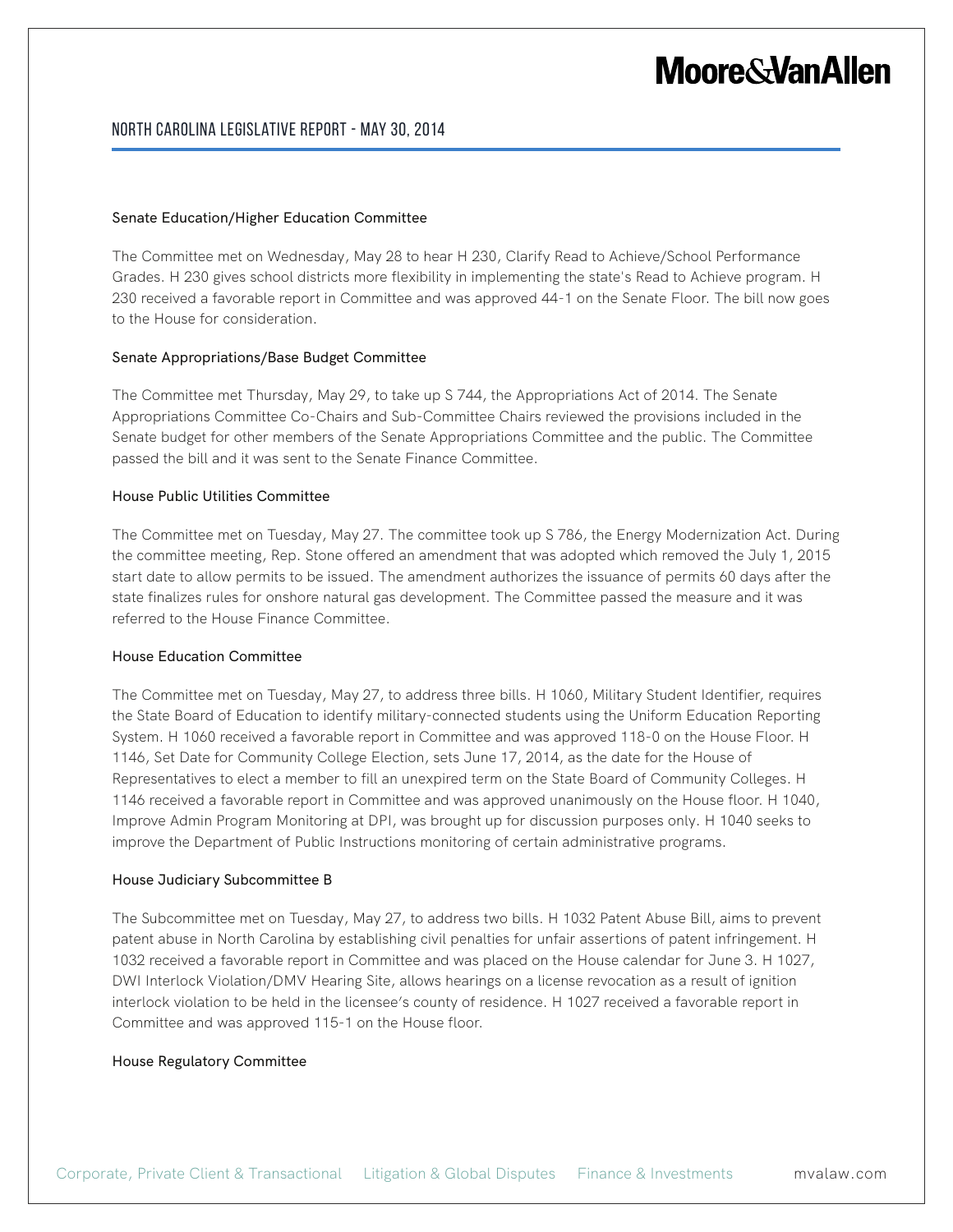### Senate Education/Higher Education Committee

The Committee met on Wednesday, May 28 to hear H 230, Clarify Read to Achieve/School Performance Grades. H 230 gives school districts more flexibility in implementing the state's Read to Achieve program. H 230 received a favorable report in Committee and was approved 44-1 on the Senate Floor. The bill now goes to the House for consideration.

### Senate Appropriations/Base Budget Committee

The Committee met Thursday, May 29, to take up S 744, the Appropriations Act of 2014. The Senate Appropriations Committee Co-Chairs and Sub-Committee Chairs reviewed the provisions included in the Senate budget for other members of the Senate Appropriations Committee and the public. The Committee passed the bill and it was sent to the Senate Finance Committee.

### House Public Utilities Committee

The Committee met on Tuesday, May 27. The committee took up S 786, the Energy Modernization Act. During the committee meeting, Rep. Stone offered an amendment that was adopted which removed the July 1, 2015 start date to allow permits to be issued. The amendment authorizes the issuance of permits 60 days after the state finalizes rules for onshore natural gas development. The Committee passed the measure and it was referred to the House Finance Committee.

### House Education Committee

The Committee met on Tuesday, May 27, to address three bills. H 1060, Military Student Identifier, requires the State Board of Education to identify military-connected students using the Uniform Education Reporting System. H 1060 received a favorable report in Committee and was approved 118-0 on the House Floor. H 1146, Set Date for Community College Election, sets June 17, 2014, as the date for the House of Representatives to elect a member to fill an unexpired term on the State Board of Community Colleges. H 1146 received a favorable report in Committee and was approved unanimously on the House floor. H 1040, Improve Admin Program Monitoring at DPI, was brought up for discussion purposes only. H 1040 seeks to improve the Department of Public Instructions monitoring of certain administrative programs.

### House Judiciary Subcommittee B

The Subcommittee met on Tuesday, May 27, to address two bills. H 1032 Patent Abuse Bill, aims to prevent patent abuse in North Carolina by establishing civil penalties for unfair assertions of patent infringement. H 1032 received a favorable report in Committee and was placed on the House calendar for June 3. H 1027, DWI Interlock Violation/DMV Hearing Site, allows hearings on a license revocation as a result of ignition interlock violation to be held in the licensee's county of residence. H 1027 received a favorable report in Committee and was approved 115-1 on the House floor.

### House Regulatory Committee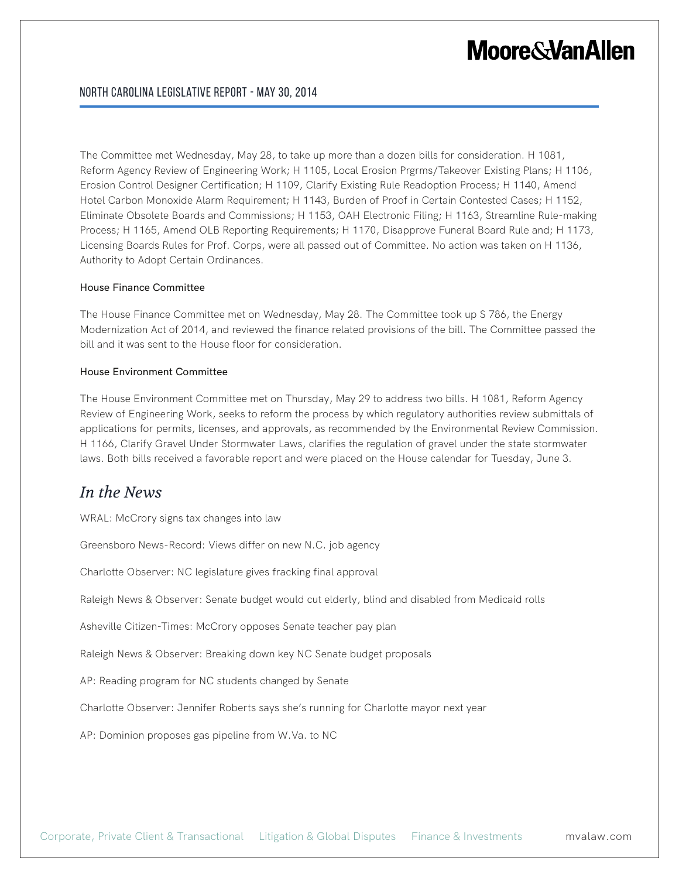The Committee met Wednesday, May 28, to take up more than a dozen bills for consideration. H 1081, Reform Agency Review of Engineering Work; H 1105, Local Erosion Prgrms/Takeover Existing Plans; H 1106, Erosion Control Designer Certification; H 1109, Clarify Existing Rule Readoption Process; H 1140, Amend Hotel Carbon Monoxide Alarm Requirement; H 1143, Burden of Proof in Certain Contested Cases; H 1152, Eliminate Obsolete Boards and Commissions; H 1153, OAH Electronic Filing; H 1163, Streamline Rule-making Process; H 1165, Amend OLB Reporting Requirements; H 1170, Disapprove Funeral Board Rule and; H 1173, Licensing Boards Rules for Prof. Corps, were all passed out of Committee. No action was taken on H 1136, Authority to Adopt Certain Ordinances.

### House Finance Committee

The House Finance Committee met on Wednesday, May 28. The Committee took up S 786, the Energy Modernization Act of 2014, and reviewed the finance related provisions of the bill. The Committee passed the bill and it was sent to the House floor for consideration.

### House Environment Committee

The House Environment Committee met on Thursday, May 29 to address two bills. H 1081, Reform Agency Review of Engineering Work, seeks to reform the process by which regulatory authorities review submittals of applications for permits, licenses, and approvals, as recommended by the Environmental Review Commission. H 1166, Clarify Gravel Under Stormwater Laws, clarifies the regulation of gravel under the state stormwater laws. Both bills received a favorable report and were placed on the House calendar for Tuesday, June 3.

## *In the News*

WRAL: McCrory signs tax changes into law

Greensboro News-Record: Views differ on new N.C. job agency

Charlotte Observer: NC legislature gives fracking final approval

Raleigh News & Observer: Senate budget would cut elderly, blind and disabled from Medicaid rolls

Asheville Citizen-Times: McCrory opposes Senate teacher pay plan

Raleigh News & Observer: Breaking down key NC Senate budget proposals

AP: Reading program for NC students changed by Senate

Charlotte Observer: Jennifer Roberts says she's running for Charlotte mayor next year

AP: Dominion proposes gas pipeline from W.Va. to NC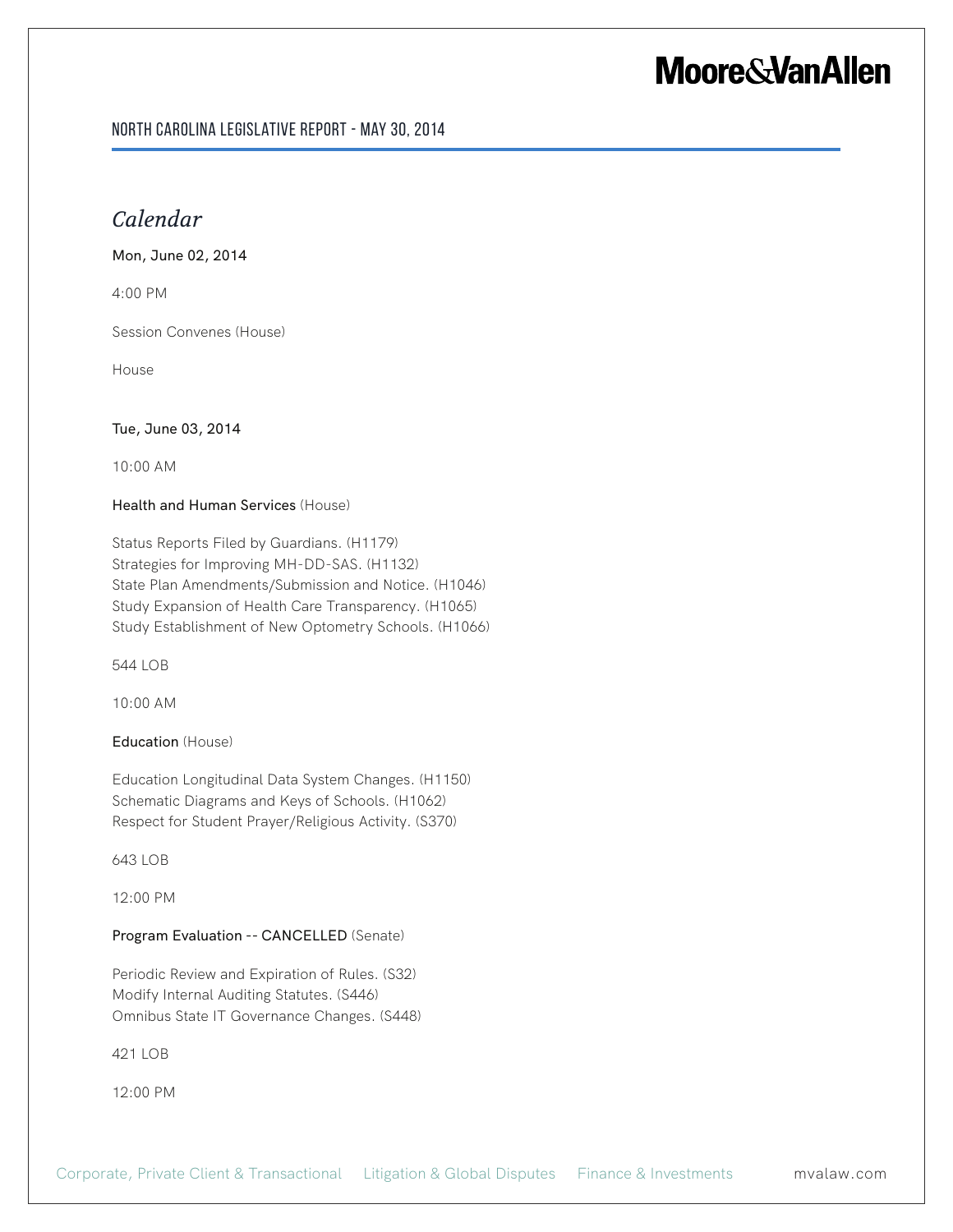## *Calendar*

Mon, June 02, 2014

4:00 PM

Session Convenes (House)

House

Tue, June 03, 2014

10:00 AM

**Health and Human Services** (House)

Status Reports Filed by Guardians. (H1179)
Strategies for Improving MH-DD-SAS. (H1132)
State Plan Amendments/Submission and Notice. (H1046)
Study Expansion of Health Care Transparency. (H1065)
Study Establishment of New Optometry Schools. (H1066)

544 LOB

10:00 AM

**Education** (House)

Education Longitudinal Data System Changes. (H1150)
Schematic Diagrams and Keys of Schools. (H1062)
Respect for Student Prayer/Religious Activity. (S370)

643 LOB

12:00 PM

**Program Evaluation -- CANCELLED** (Senate)

Periodic Review and Expiration of Rules. (S32)
Modify Internal Auditing Statutes. (S446)
Omnibus State IT Governance Changes. (S448)

421 LOB

12:00 PM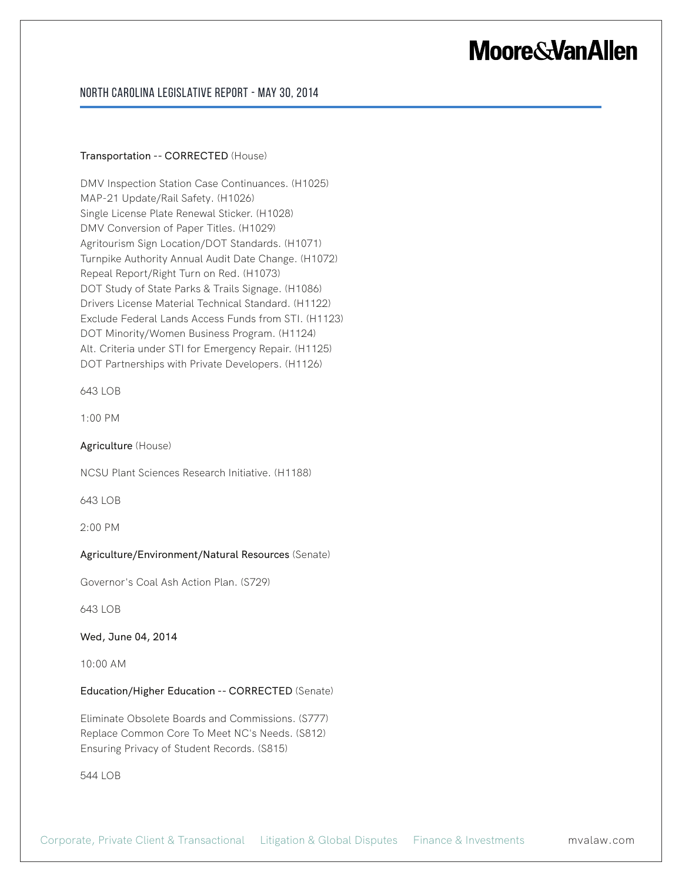**Transportation -- CORRECTED** (House)

DMV Inspection Station Case Continuances. (H1025)
MAP-21 Update/Rail Safety. (H1026)
Single License Plate Renewal Sticker. (H1028)
DMV Conversion of Paper Titles. (H1029)
Agritourism Sign Location/DOT Standards. (H1071)
Turnpike Authority Annual Audit Date Change. (H1072)
Repeal Report/Right Turn on Red. (H1073)
DOT Study of State Parks & Trails Signage. (H1086)
Drivers License Material Technical Standard. (H1122)
Exclude Federal Lands Access Funds from STI. (H1123)
DOT Minority/Women Business Program. (H1124)
Alt. Criteria under STI for Emergency Repair. (H1125)
DOT Partnerships with Private Developers. (H1126)

643 LOB

1:00 PM

**Agriculture** (House)

NCSU Plant Sciences Research Initiative. (H1188)

643 LOB

2:00 PM

**Agriculture/Environment/Natural Resources** (Senate)

Governor's Coal Ash Action Plan. (S729)

643 LOB

**Wed, June 04, 2014**

10:00 AM

**Education/Higher Education -- CORRECTED** (Senate)

Eliminate Obsolete Boards and Commissions. (S777)
Replace Common Core To Meet NC's Needs. (S812)
Ensuring Privacy of Student Records. (S815)

544 LOB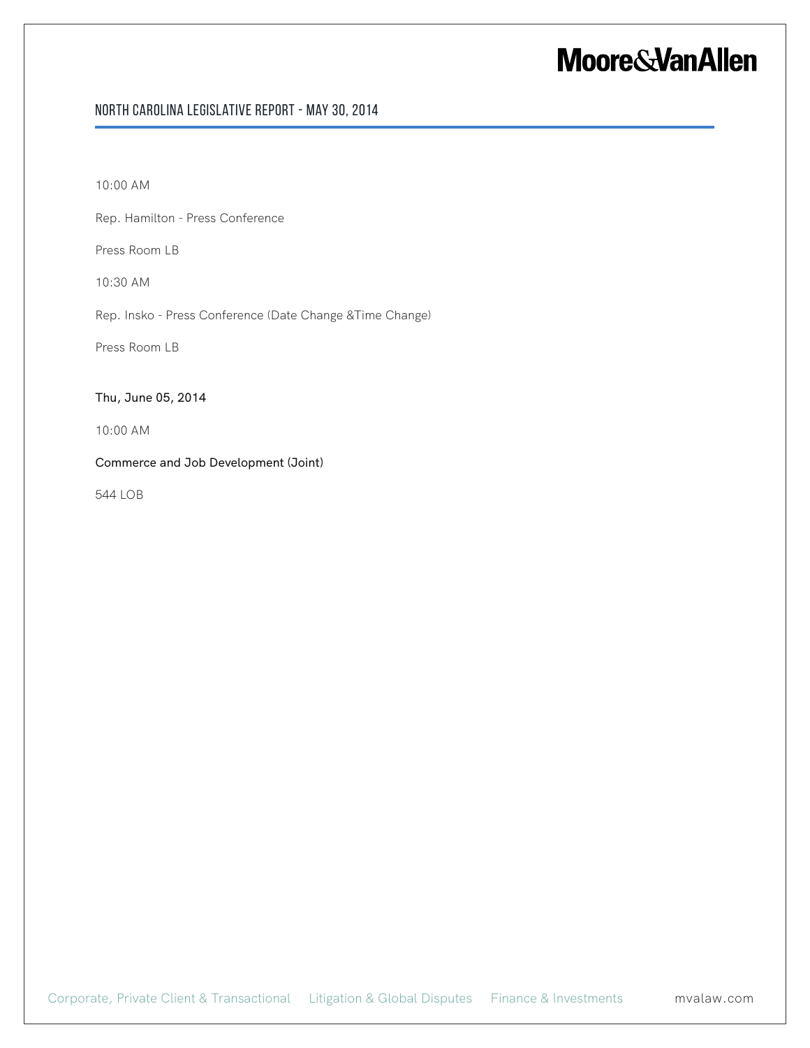10:00 AM

Rep. Hamilton - Press Conference

Press Room LB

10:30 AM

Rep. Insko - Press Conference (Date Change &Time Change)

Press Room LB

**Thu, June 05, 2014**

10:00 AM

**Commerce and Job Development (Joint)**

544 LOB